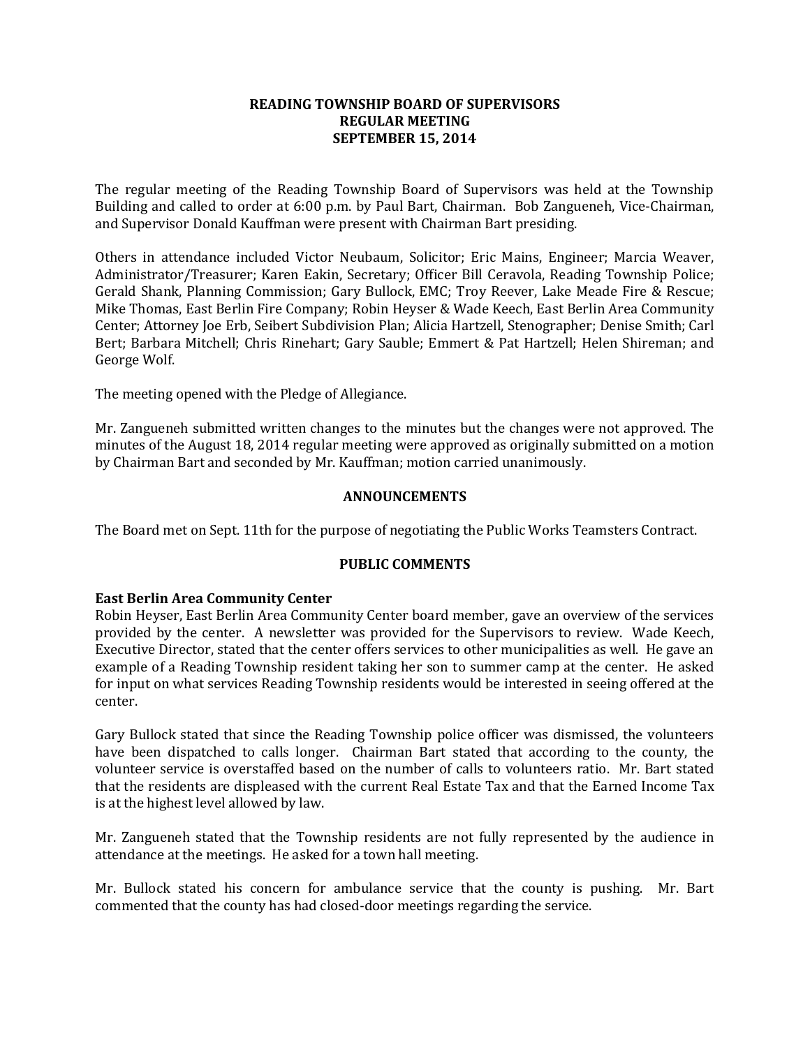# READING TOWNSHIP BOARD OF SUPERVISORS
## REGULAR MEETING
## SEPTEMBER 15, 2014

The regular meeting of the Reading Township Board of Supervisors was held at the Township Building and called to order at 6:00 p.m. by Paul Bart, Chairman. Bob Zangueneh, Vice-Chairman, and Supervisor Donald Kauffman were present with Chairman Bart presiding.

Others in attendance included Victor Neubaum, Solicitor; Eric Mains, Engineer; Marcia Weaver, Administrator/Treasurer; Karen Eakin, Secretary; Officer Bill Ceravola, Reading Township Police; Gerald Shank, Planning Commission; Gary Bullock, EMC; Troy Reever, Lake Meade Fire & Rescue; Mike Thomas, East Berlin Fire Company; Robin Heyser & Wade Keech, East Berlin Area Community Center; Attorney Joe Erb, Seibert Subdivision Plan; Alicia Hartzell, Stenographer; Denise Smith; Carl Bert; Barbara Mitchell; Chris Rinehart; Gary Sauble; Emmert & Pat Hartzell; Helen Shireman; and George Wolf.

The meeting opened with the Pledge of Allegiance.

Mr. Zangueneh submitted written changes to the minutes but the changes were not approved. The minutes of the August 18, 2014 regular meeting were approved as originally submitted on a motion by Chairman Bart and seconded by Mr. Kauffman; motion carried unanimously.

### ANNOUNCEMENTS

The Board met on Sept. 11th for the purpose of negotiating the Public Works Teamsters Contract.

### PUBLIC COMMENTS

**East Berlin Area Community Center**

Robin Heyser, East Berlin Area Community Center board member, gave an overview of the services provided by the center. A newsletter was provided for the Supervisors to review. Wade Keech, Executive Director, stated that the center offers services to other municipalities as well. He gave an example of a Reading Township resident taking her son to summer camp at the center. He asked for input on what services Reading Township residents would be interested in seeing offered at the center.

Gary Bullock stated that since the Reading Township police officer was dismissed, the volunteers have been dispatched to calls longer. Chairman Bart stated that according to the county, the volunteer service is overstaffed based on the number of calls to volunteers ratio. Mr. Bart stated that the residents are displeased with the current Real Estate Tax and that the Earned Income Tax is at the highest level allowed by law.

Mr. Zangueneh stated that the Township residents are not fully represented by the audience in attendance at the meetings. He asked for a town hall meeting.

Mr. Bullock stated his concern for ambulance service that the county is pushing. Mr. Bart commented that the county has had closed-door meetings regarding the service.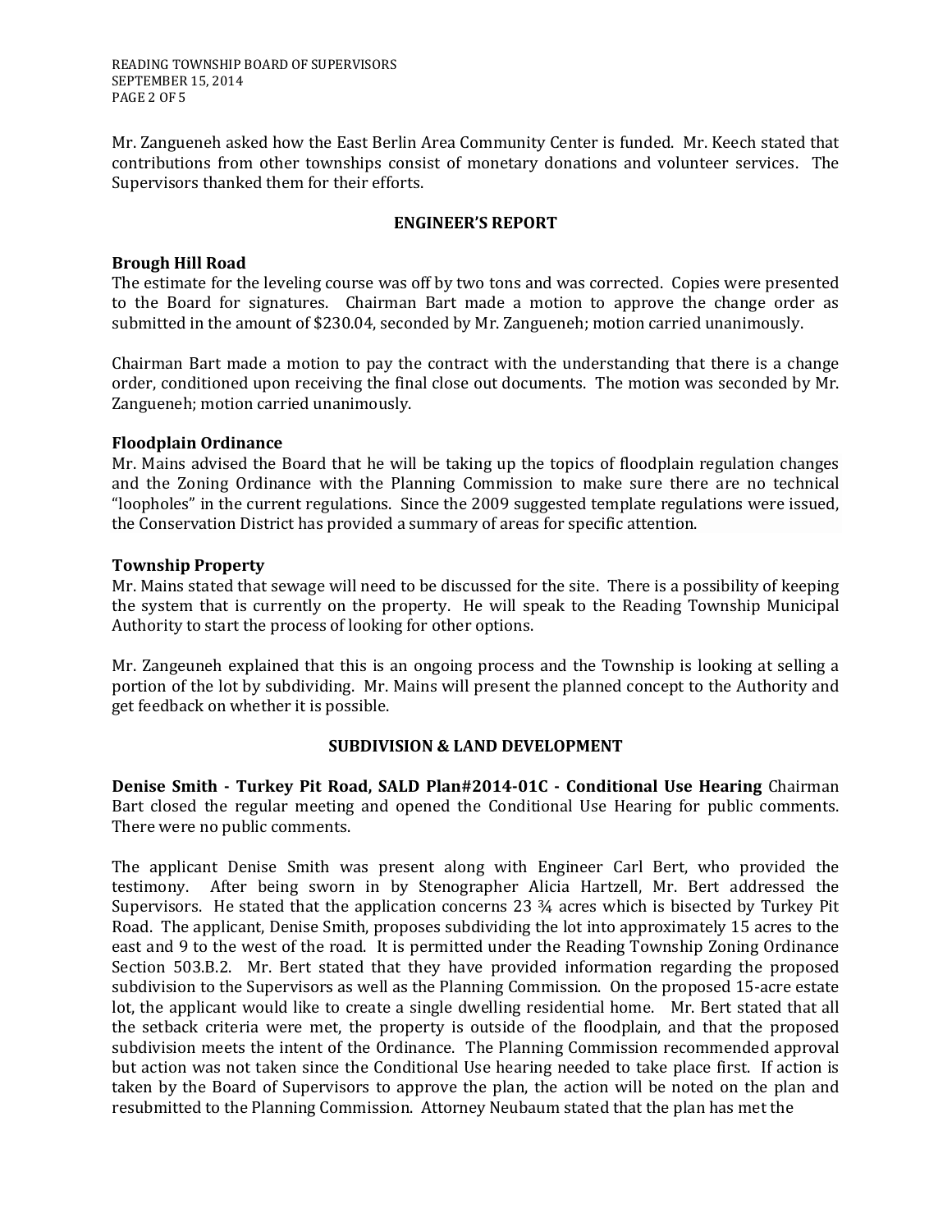Mr. Zangueneh asked how the East Berlin Area Community Center is funded. Mr. Keech stated that contributions from other townships consist of monetary donations and volunteer services. The Supervisors thanked them for their efforts.

## ENGINEER'S REPORT

**Brough Hill Road**

The estimate for the leveling course was off by two tons and was corrected. Copies were presented to the Board for signatures. Chairman Bart made a motion to approve the change order as submitted in the amount of $230.04, seconded by Mr. Zangueneh; motion carried unanimously.

Chairman Bart made a motion to pay the contract with the understanding that there is a change order, conditioned upon receiving the final close out documents. The motion was seconded by Mr. Zangueneh; motion carried unanimously.

**Floodplain Ordinance**

Mr. Mains advised the Board that he will be taking up the topics of floodplain regulation changes and the Zoning Ordinance with the Planning Commission to make sure there are no technical "loopholes" in the current regulations. Since the 2009 suggested template regulations were issued, the Conservation District has provided a summary of areas for specific attention.

**Township Property**

Mr. Mains stated that sewage will need to be discussed for the site. There is a possibility of keeping the system that is currently on the property. He will speak to the Reading Township Municipal Authority to start the process of looking for other options.

Mr. Zangeuneh explained that this is an ongoing process and the Township is looking at selling a portion of the lot by subdividing. Mr. Mains will present the planned concept to the Authority and get feedback on whether it is possible.

## SUBDIVISION & LAND DEVELOPMENT

**Denise Smith - Turkey Pit Road, SALD Plan#2014-01C - Conditional Use Hearing** Chairman Bart closed the regular meeting and opened the Conditional Use Hearing for public comments. There were no public comments.

The applicant Denise Smith was present along with Engineer Carl Bert, who provided the testimony. After being sworn in by Stenographer Alicia Hartzell, Mr. Bert addressed the Supervisors. He stated that the application concerns 23 ¾ acres which is bisected by Turkey Pit Road. The applicant, Denise Smith, proposes subdividing the lot into approximately 15 acres to the east and 9 to the west of the road. It is permitted under the Reading Township Zoning Ordinance Section 503.B.2. Mr. Bert stated that they have provided information regarding the proposed subdivision to the Supervisors as well as the Planning Commission. On the proposed 15-acre estate lot, the applicant would like to create a single dwelling residential home. Mr. Bert stated that all the setback criteria were met, the property is outside of the floodplain, and that the proposed subdivision meets the intent of the Ordinance. The Planning Commission recommended approval but action was not taken since the Conditional Use hearing needed to take place first. If action is taken by the Board of Supervisors to approve the plan, the action will be noted on the plan and resubmitted to the Planning Commission. Attorney Neubaum stated that the plan has met the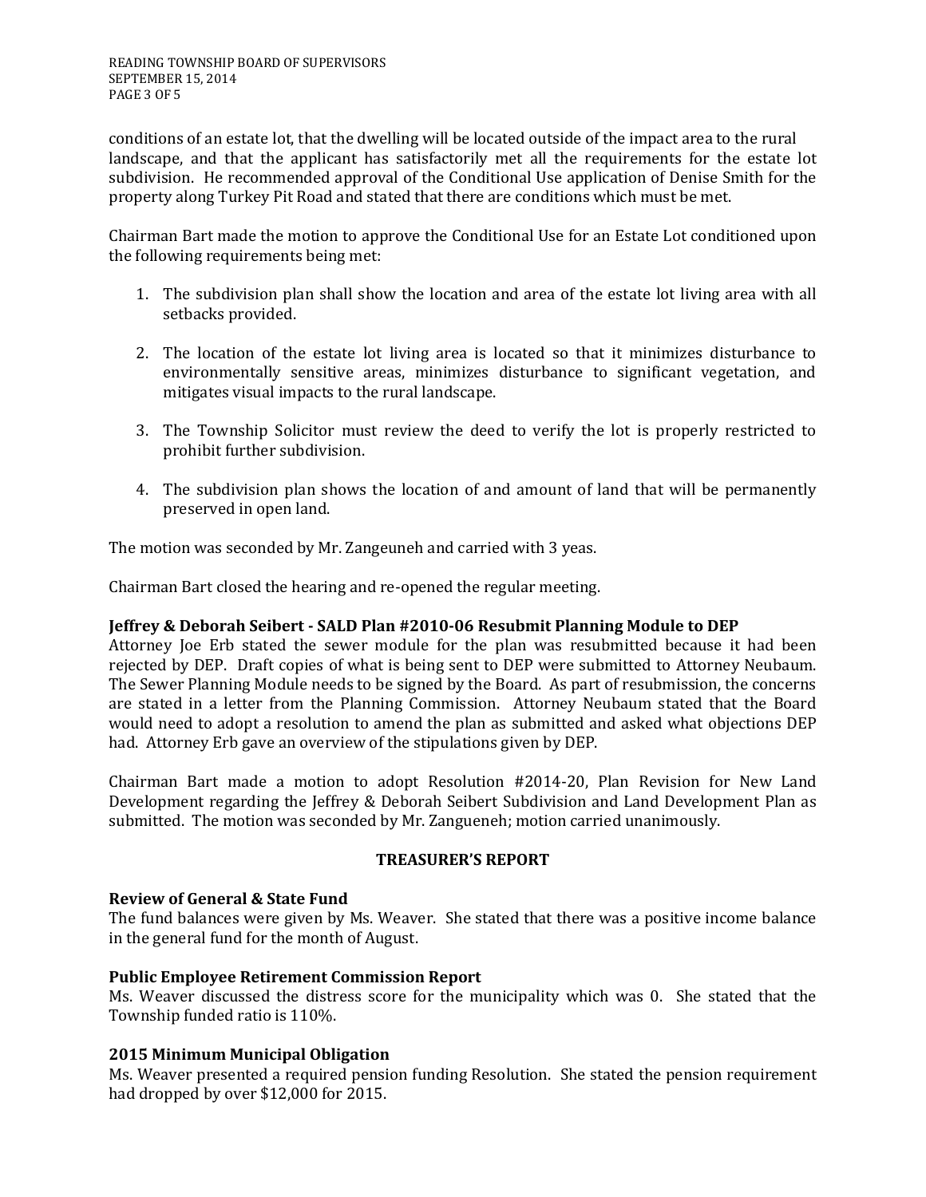conditions of an estate lot, that the dwelling will be located outside of the impact area to the rural landscape, and that the applicant has satisfactorily met all the requirements for the estate lot subdivision. He recommended approval of the Conditional Use application of Denise Smith for the property along Turkey Pit Road and stated that there are conditions which must be met.

Chairman Bart made the motion to approve the Conditional Use for an Estate Lot conditioned upon the following requirements being met:

1. The subdivision plan shall show the location and area of the estate lot living area with all setbacks provided.

2. The location of the estate lot living area is located so that it minimizes disturbance to environmentally sensitive areas, minimizes disturbance to significant vegetation, and mitigates visual impacts to the rural landscape.

3. The Township Solicitor must review the deed to verify the lot is properly restricted to prohibit further subdivision.

4. The subdivision plan shows the location of and amount of land that will be permanently preserved in open land.

The motion was seconded by Mr. Zangeuneh and carried with 3 yeas.

Chairman Bart closed the hearing and re-opened the regular meeting.

**Jeffrey & Deborah Seibert - SALD Plan #2010-06 Resubmit Planning Module to DEP**
Attorney Joe Erb stated the sewer module for the plan was resubmitted because it had been rejected by DEP. Draft copies of what is being sent to DEP were submitted to Attorney Neubaum. The Sewer Planning Module needs to be signed by the Board. As part of resubmission, the concerns are stated in a letter from the Planning Commission. Attorney Neubaum stated that the Board would need to adopt a resolution to amend the plan as submitted and asked what objections DEP had. Attorney Erb gave an overview of the stipulations given by DEP.

Chairman Bart made a motion to adopt Resolution #2014-20, Plan Revision for New Land Development regarding the Jeffrey & Deborah Seibert Subdivision and Land Development Plan as submitted. The motion was seconded by Mr. Zangueneh; motion carried unanimously.

## TREASURER'S REPORT

**Review of General & State Fund**
The fund balances were given by Ms. Weaver. She stated that there was a positive income balance in the general fund for the month of August.

**Public Employee Retirement Commission Report**
Ms. Weaver discussed the distress score for the municipality which was 0. She stated that the Township funded ratio is 110%.

**2015 Minimum Municipal Obligation**
Ms. Weaver presented a required pension funding Resolution. She stated the pension requirement had dropped by over $12,000 for 2015.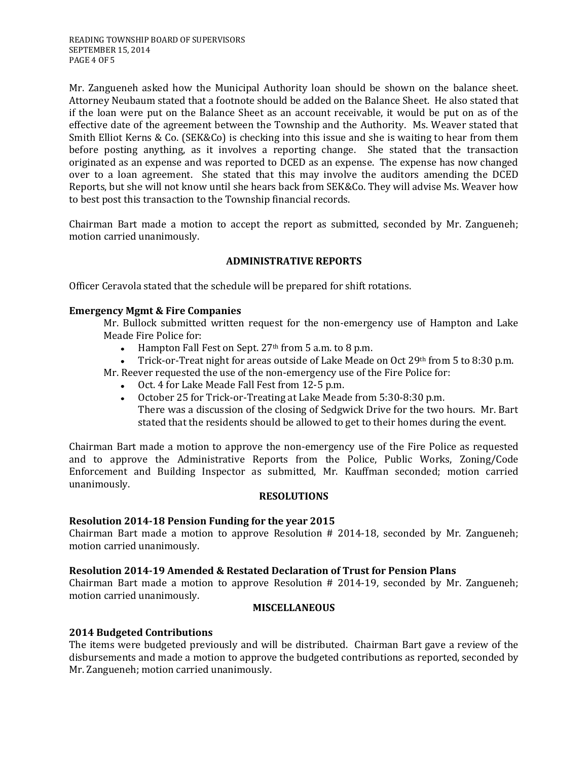Mr. Zangueneh asked how the Municipal Authority loan should be shown on the balance sheet. Attorney Neubaum stated that a footnote should be added on the Balance Sheet. He also stated that if the loan were put on the Balance Sheet as an account receivable, it would be put on as of the effective date of the agreement between the Township and the Authority. Ms. Weaver stated that Smith Elliot Kerns & Co. (SEK&Co) is checking into this issue and she is waiting to hear from them before posting anything, as it involves a reporting change. She stated that the transaction originated as an expense and was reported to DCED as an expense. The expense has now changed over to a loan agreement. She stated that this may involve the auditors amending the DCED Reports, but she will not know until she hears back from SEK&Co. They will advise Ms. Weaver how to best post this transaction to the Township financial records.

Chairman Bart made a motion to accept the report as submitted, seconded by Mr. Zangueneh; motion carried unanimously.

## ADMINISTRATIVE REPORTS

Officer Ceravola stated that the schedule will be prepared for shift rotations.

### Emergency Mgmt & Fire Companies

Mr. Bullock submitted written request for the non-emergency use of Hampton and Lake Meade Fire Police for:

- Hampton Fall Fest on Sept. 27th from 5 a.m. to 8 p.m.
- Trick-or-Treat night for areas outside of Lake Meade on Oct 29th from 5 to 8:30 p.m.

Mr. Reever requested the use of the non-emergency use of the Fire Police for:

- Oct. 4 for Lake Meade Fall Fest from 12-5 p.m.
- October 25 for Trick-or-Treating at Lake Meade from 5:30-8:30 p.m.

  There was a discussion of the closing of Sedgwick Drive for the two hours. Mr. Bart stated that the residents should be allowed to get to their homes during the event.

Chairman Bart made a motion to approve the non-emergency use of the Fire Police as requested and to approve the Administrative Reports from the Police, Public Works, Zoning/Code Enforcement and Building Inspector as submitted, Mr. Kauffman seconded; motion carried unanimously.

## RESOLUTIONS

### Resolution 2014-18 Pension Funding for the year 2015

Chairman Bart made a motion to approve Resolution # 2014-18, seconded by Mr. Zangueneh; motion carried unanimously.

### Resolution 2014-19 Amended & Restated Declaration of Trust for Pension Plans

Chairman Bart made a motion to approve Resolution # 2014-19, seconded by Mr. Zangueneh; motion carried unanimously.

## MISCELLANEOUS

### 2014 Budgeted Contributions

The items were budgeted previously and will be distributed. Chairman Bart gave a review of the disbursements and made a motion to approve the budgeted contributions as reported, seconded by Mr. Zangueneh; motion carried unanimously.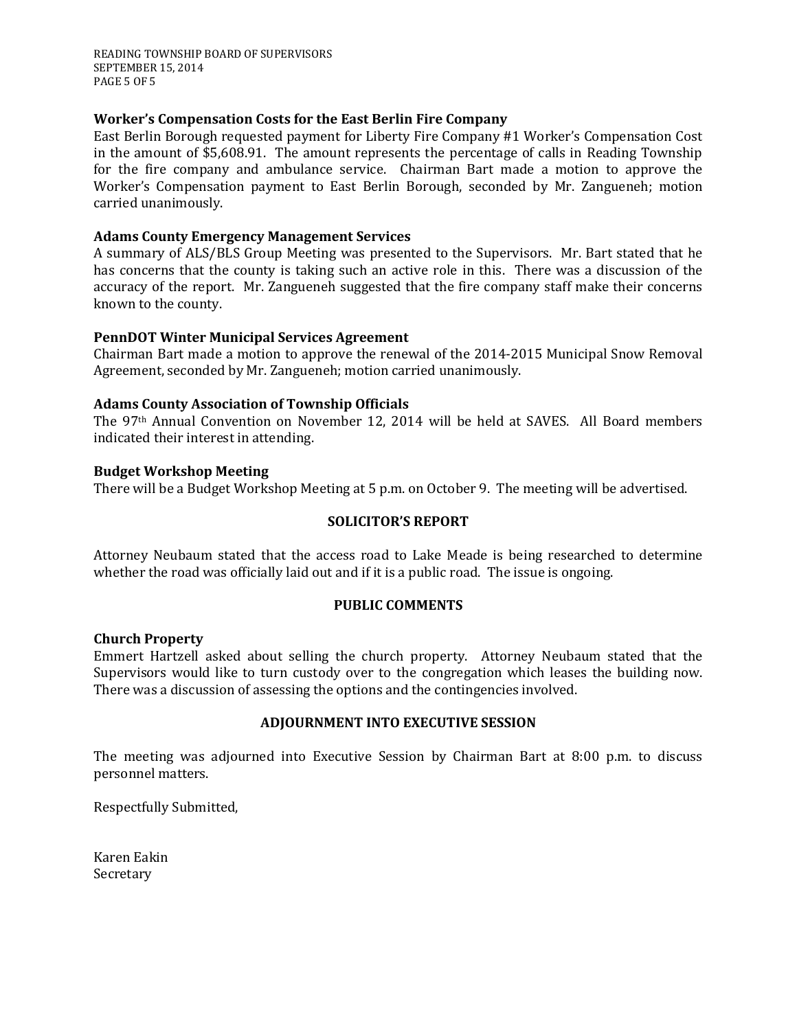**Worker's Compensation Costs for the East Berlin Fire Company**

East Berlin Borough requested payment for Liberty Fire Company #1 Worker's Compensation Cost in the amount of $5,608.91. The amount represents the percentage of calls in Reading Township for the fire company and ambulance service. Chairman Bart made a motion to approve the Worker's Compensation payment to East Berlin Borough, seconded by Mr. Zangueneh; motion carried unanimously.

**Adams County Emergency Management Services**

A summary of ALS/BLS Group Meeting was presented to the Supervisors. Mr. Bart stated that he has concerns that the county is taking such an active role in this. There was a discussion of the accuracy of the report. Mr. Zangueneh suggested that the fire company staff make their concerns known to the county.

**PennDOT Winter Municipal Services Agreement**

Chairman Bart made a motion to approve the renewal of the 2014-2015 Municipal Snow Removal Agreement, seconded by Mr. Zangueneh; motion carried unanimously.

**Adams County Association of Township Officials**

The 97th Annual Convention on November 12, 2014 will be held at SAVES. All Board members indicated their interest in attending.

**Budget Workshop Meeting**

There will be a Budget Workshop Meeting at 5 p.m. on October 9. The meeting will be advertised.

## SOLICITOR'S REPORT

Attorney Neubaum stated that the access road to Lake Meade is being researched to determine whether the road was officially laid out and if it is a public road. The issue is ongoing.

## PUBLIC COMMENTS

**Church Property**

Emmert Hartzell asked about selling the church property. Attorney Neubaum stated that the Supervisors would like to turn custody over to the congregation which leases the building now. There was a discussion of assessing the options and the contingencies involved.

## ADJOURNMENT INTO EXECUTIVE SESSION

The meeting was adjourned into Executive Session by Chairman Bart at 8:00 p.m. to discuss personnel matters.

Respectfully Submitted,

Karen Eakin
Secretary